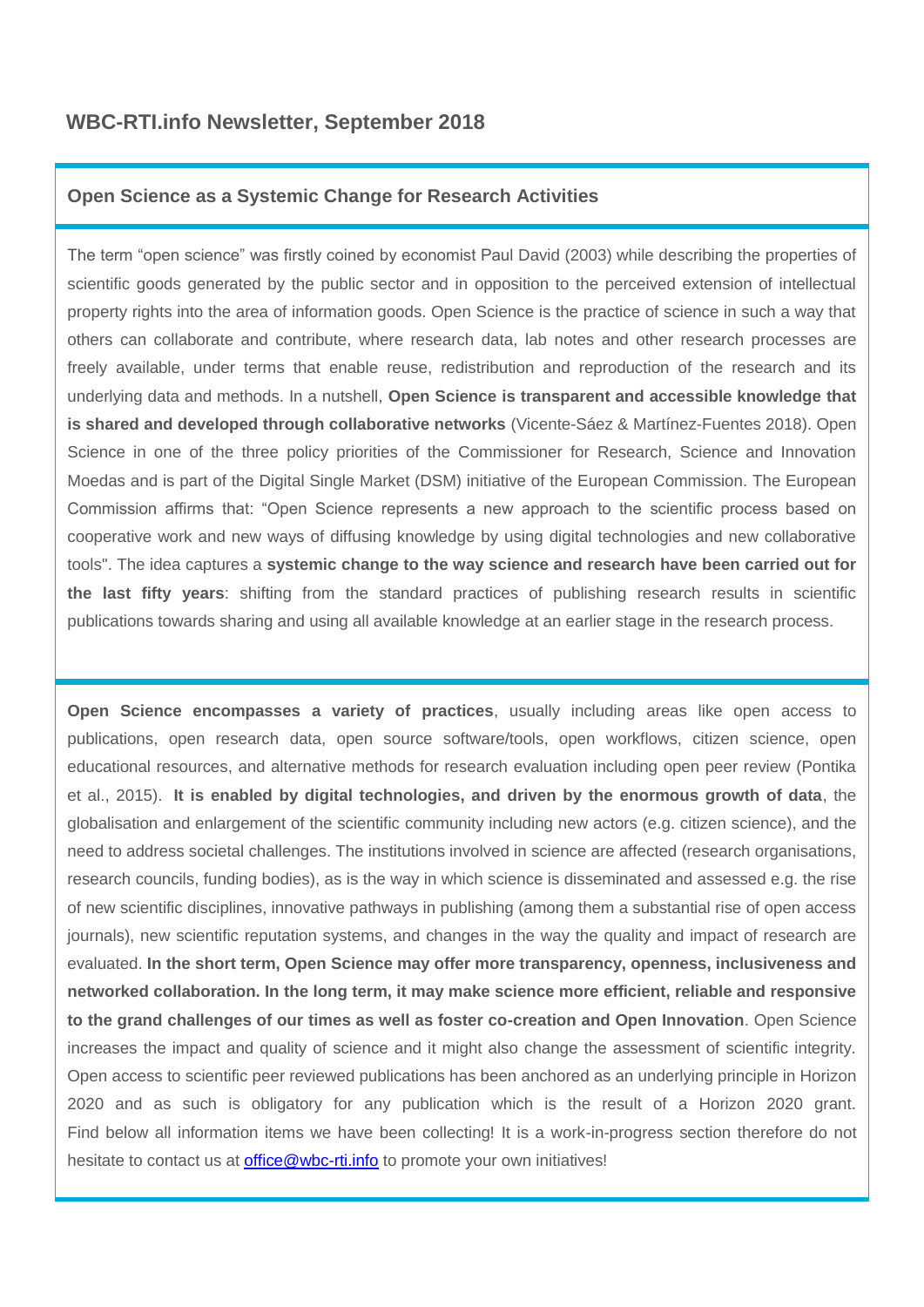# WBC-RTI.info Newsletter, September 2018

## Open Science as a Systemic Change for Research Activities

The term "open science" was firstly coined by economist Paul David (2003) while describing the properties of scientific goods generated by the public sector and in opposition to the perceived extension of intellectual property rights into the area of information goods. Open Science is the practice of science in such a way that others can collaborate and contribute, where research data, lab notes and other research processes are freely available, under terms that enable reuse, redistribution and reproduction of the research and its underlying data and methods. In a nutshell, **Open Science is transparent and accessible knowledge that is shared and developed through collaborative networks** (Vicente-Sáez & Martínez-Fuentes 2018). Open Science in one of the three policy priorities of the Commissioner for Research, Science and Innovation Moedas and is part of the Digital Single Market (DSM) initiative of the European Commission. The European Commission affirms that: "Open Science represents a new approach to the scientific process based on cooperative work and new ways of diffusing knowledge by using digital technologies and new collaborative tools". The idea captures a **systemic change to the way science and research have been carried out for the last fifty years**: shifting from the standard practices of publishing research results in scientific publications towards sharing and using all available knowledge at an earlier stage in the research process.

**Open Science encompasses a variety of practices**, usually including areas like open access to publications, open research data, open source software/tools, open workflows, citizen science, open educational resources, and alternative methods for research evaluation including open peer review (Pontika et al., 2015). **It is enabled by digital technologies, and driven by the enormous growth of data**, the globalisation and enlargement of the scientific community including new actors (e.g. citizen science), and the need to address societal challenges. The institutions involved in science are affected (research organisations, research councils, funding bodies), as is the way in which science is disseminated and assessed e.g. the rise of new scientific disciplines, innovative pathways in publishing (among them a substantial rise of open access journals), new scientific reputation systems, and changes in the way the quality and impact of research are evaluated. **In the short term, Open Science may offer more transparency, openness, inclusiveness and networked collaboration. In the long term, it may make science more efficient, reliable and responsive to the grand challenges of our times as well as foster co-creation and Open Innovation**. Open Science increases the impact and quality of science and it might also change the assessment of scientific integrity. Open access to scientific peer reviewed publications has been anchored as an underlying principle in Horizon 2020 and as such is obligatory for any publication which is the result of a Horizon 2020 grant. Find below all information items we have been collecting! It is a work-in-progress section therefore do not hesitate to contact us at [office@wbc-rti.info](mailto:office@wbc-rti.info) to promote your own initiatives!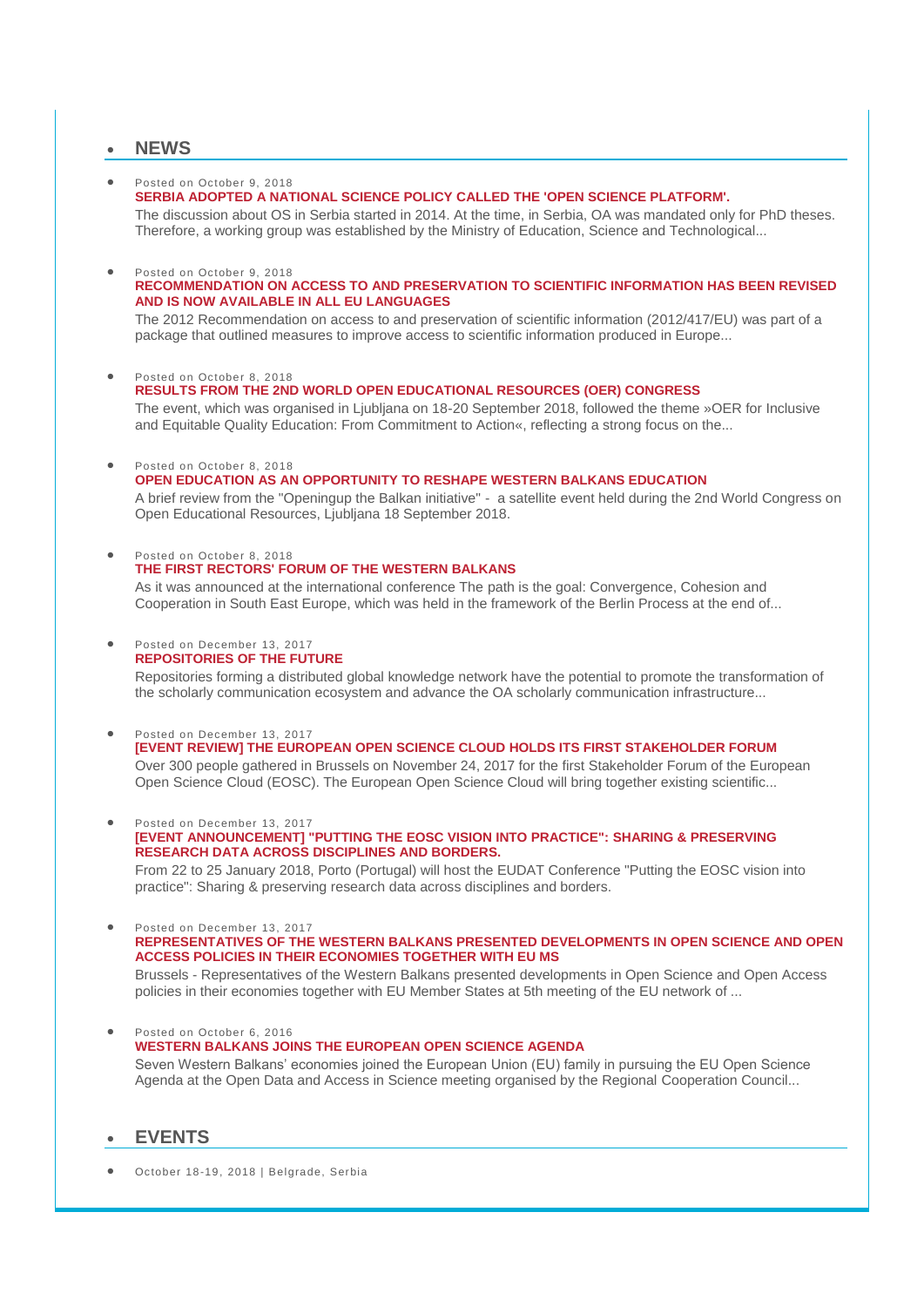## NEWS

- Posted on October 9, 2018

  **SERBIA ADOPTED A NATIONAL SCIENCE POLICY CALLED THE 'OPEN SCIENCE PLATFORM'.**

  The discussion about OS in Serbia started in 2014. At the time, in Serbia, OA was mandated only for PhD theses. Therefore, a working group was established by the Ministry of Education, Science and Technological...

- Posted on October 9, 2018

  **RECOMMENDATION ON ACCESS TO AND PRESERVATION TO SCIENTIFIC INFORMATION HAS BEEN REVISED AND IS NOW AVAILABLE IN ALL EU LANGUAGES**

  The 2012 Recommendation on access to and preservation of scientific information (2012/417/EU) was part of a package that outlined measures to improve access to scientific information produced in Europe...

- Posted on October 8, 2018

  **RESULTS FROM THE 2ND WORLD OPEN EDUCATIONAL RESOURCES (OER) CONGRESS**

  The event, which was organised in Ljubljana on 18-20 September 2018, followed the theme »OER for Inclusive and Equitable Quality Education: From Commitment to Action«, reflecting a strong focus on the...

- Posted on October 8, 2018

  **OPEN EDUCATION AS AN OPPORTUNITY TO RESHAPE WESTERN BALKANS EDUCATION**

  A brief review from the "Openingup the Balkan initiative" - a satellite event held during the 2nd World Congress on Open Educational Resources, Ljubljana 18 September 2018.

- Posted on October 8, 2018

  **THE FIRST RECTORS' FORUM OF THE WESTERN BALKANS**

  As it was announced at the international conference The path is the goal: Convergence, Cohesion and Cooperation in South East Europe, which was held in the framework of the Berlin Process at the end of...

- Posted on December 13, 2017

  **REPOSITORIES OF THE FUTURE**

  Repositories forming a distributed global knowledge network have the potential to promote the transformation of the scholarly communication ecosystem and advance the OA scholarly communication infrastructure...

- Posted on December 13, 2017

  **[EVENT REVIEW] THE EUROPEAN OPEN SCIENCE CLOUD HOLDS ITS FIRST STAKEHOLDER FORUM**

  Over 300 people gathered in Brussels on November 24, 2017 for the first Stakeholder Forum of the European Open Science Cloud (EOSC). The European Open Science Cloud will bring together existing scientific...

- Posted on December 13, 2017

  **[EVENT ANNOUNCEMENT] "PUTTING THE EOSC VISION INTO PRACTICE": SHARING & PRESERVING RESEARCH DATA ACROSS DISCIPLINES AND BORDERS.**

  From 22 to 25 January 2018, Porto (Portugal) will host the EUDAT Conference "Putting the EOSC vision into practice": Sharing & preserving research data across disciplines and borders.

- Posted on December 13, 2017

  **REPRESENTATIVES OF THE WESTERN BALKANS PRESENTED DEVELOPMENTS IN OPEN SCIENCE AND OPEN ACCESS POLICIES IN THEIR ECONOMIES TOGETHER WITH EU MS**

  Brussels - Representatives of the Western Balkans presented developments in Open Science and Open Access policies in their economies together with EU Member States at 5th meeting of the EU network of ...

- Posted on October 6, 2016

  **WESTERN BALKANS JOINS THE EUROPEAN OPEN SCIENCE AGENDA**

  Seven Western Balkans' economies joined the European Union (EU) family in pursuing the EU Open Science Agenda at the Open Data and Access in Science meeting organised by the Regional Cooperation Council...

## EVENTS

- October 18-19, 2018 | Belgrade, Serbia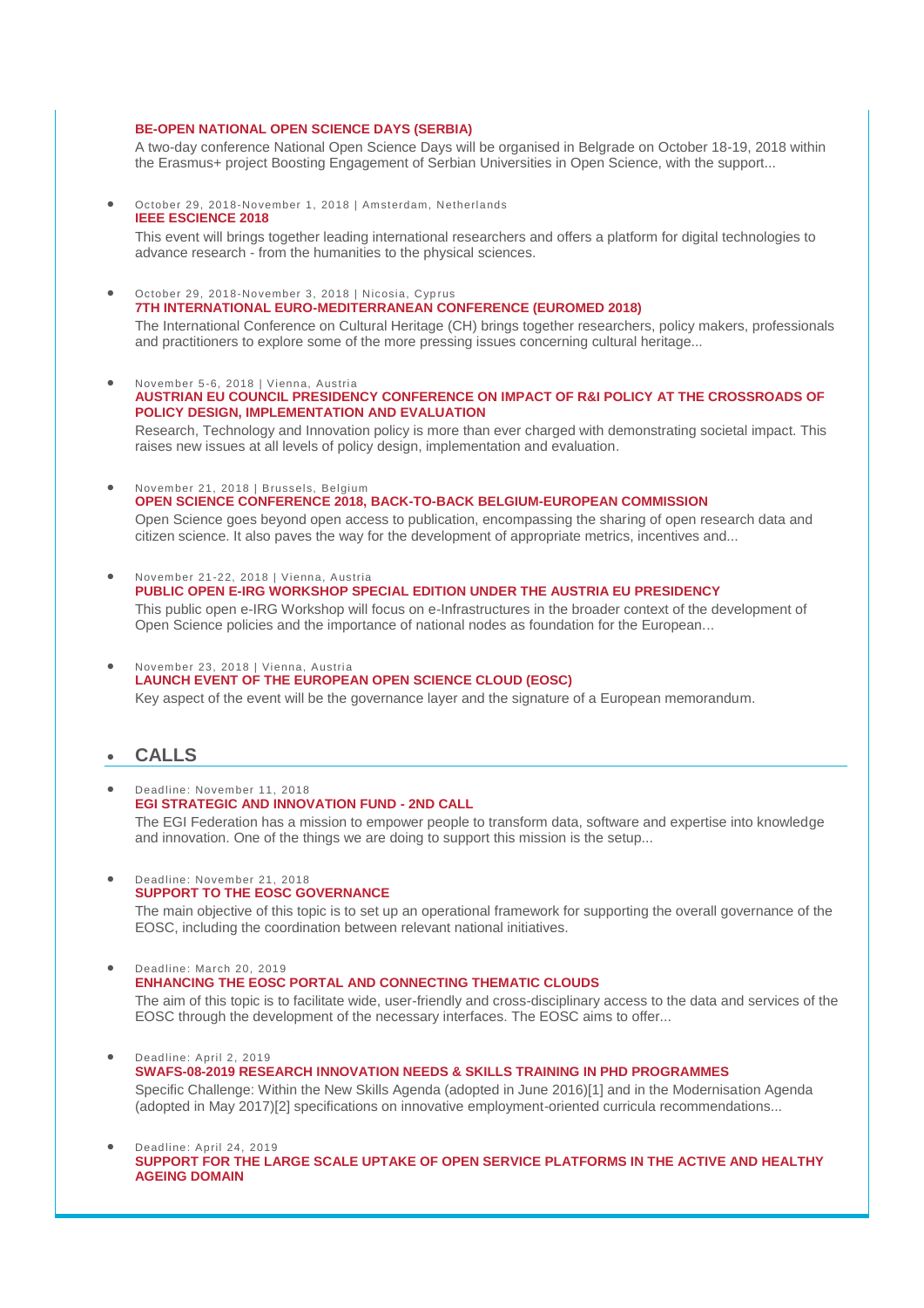**BE-OPEN NATIONAL OPEN SCIENCE DAYS (SERBIA)**

A two-day conference National Open Science Days will be organised in Belgrade on October 18-19, 2018 within the Erasmus+ project Boosting Engagement of Serbian Universities in Open Science, with the support...

- October 29, 2018-November 1, 2018 | Amsterdam, Netherlands
  **IEEE ESCIENCE 2018**
  This event will brings together leading international researchers and offers a platform for digital technologies to advance research - from the humanities to the physical sciences.

- October 29, 2018-November 3, 2018 | Nicosia, Cyprus
  **7TH INTERNATIONAL EURO-MEDITERRANEAN CONFERENCE (EUROMED 2018)**
  The International Conference on Cultural Heritage (CH) brings together researchers, policy makers, professionals and practitioners to explore some of the more pressing issues concerning cultural heritage...

- November 5-6, 2018 | Vienna, Austria
  **AUSTRIAN EU COUNCIL PRESIDENCY CONFERENCE ON IMPACT OF R&I POLICY AT THE CROSSROADS OF POLICY DESIGN, IMPLEMENTATION AND EVALUATION**
  Research, Technology and Innovation policy is more than ever charged with demonstrating societal impact. This raises new issues at all levels of policy design, implementation and evaluation.

- November 21, 2018 | Brussels, Belgium
  **OPEN SCIENCE CONFERENCE 2018, BACK-TO-BACK BELGIUM-EUROPEAN COMMISSION**
  Open Science goes beyond open access to publication, encompassing the sharing of open research data and citizen science. It also paves the way for the development of appropriate metrics, incentives and...

- November 21-22, 2018 | Vienna, Austria
  **PUBLIC OPEN E-IRG WORKSHOP SPECIAL EDITION UNDER THE AUSTRIA EU PRESIDENCY**
  This public open e-IRG Workshop will focus on e-Infrastructures in the broader context of the development of Open Science policies and the importance of national nodes as foundation for the European...

- November 23, 2018 | Vienna, Austria
  **LAUNCH EVENT OF THE EUROPEAN OPEN SCIENCE CLOUD (EOSC)**
  Key aspect of the event will be the governance layer and the signature of a European memorandum.

## CALLS

- Deadline: November 11, 2018
  **EGI STRATEGIC AND INNOVATION FUND - 2ND CALL**
  The EGI Federation has a mission to empower people to transform data, software and expertise into knowledge and innovation. One of the things we are doing to support this mission is the setup...

- Deadline: November 21, 2018
  **SUPPORT TO THE EOSC GOVERNANCE**
  The main objective of this topic is to set up an operational framework for supporting the overall governance of the EOSC, including the coordination between relevant national initiatives.

- Deadline: March 20, 2019
  **ENHANCING THE EOSC PORTAL AND CONNECTING THEMATIC CLOUDS**
  The aim of this topic is to facilitate wide, user-friendly and cross-disciplinary access to the data and services of the EOSC through the development of the necessary interfaces. The EOSC aims to offer...

- Deadline: April 2, 2019
  **SWAFS-08-2019 RESEARCH INNOVATION NEEDS & SKILLS TRAINING IN PHD PROGRAMMES**
  Specific Challenge: Within the New Skills Agenda (adopted in June 2016)[1] and in the Modernisation Agenda (adopted in May 2017)[2] specifications on innovative employment-oriented curricula recommendations...

- Deadline: April 24, 2019
  **SUPPORT FOR THE LARGE SCALE UPTAKE OF OPEN SERVICE PLATFORMS IN THE ACTIVE AND HEALTHY AGEING DOMAIN**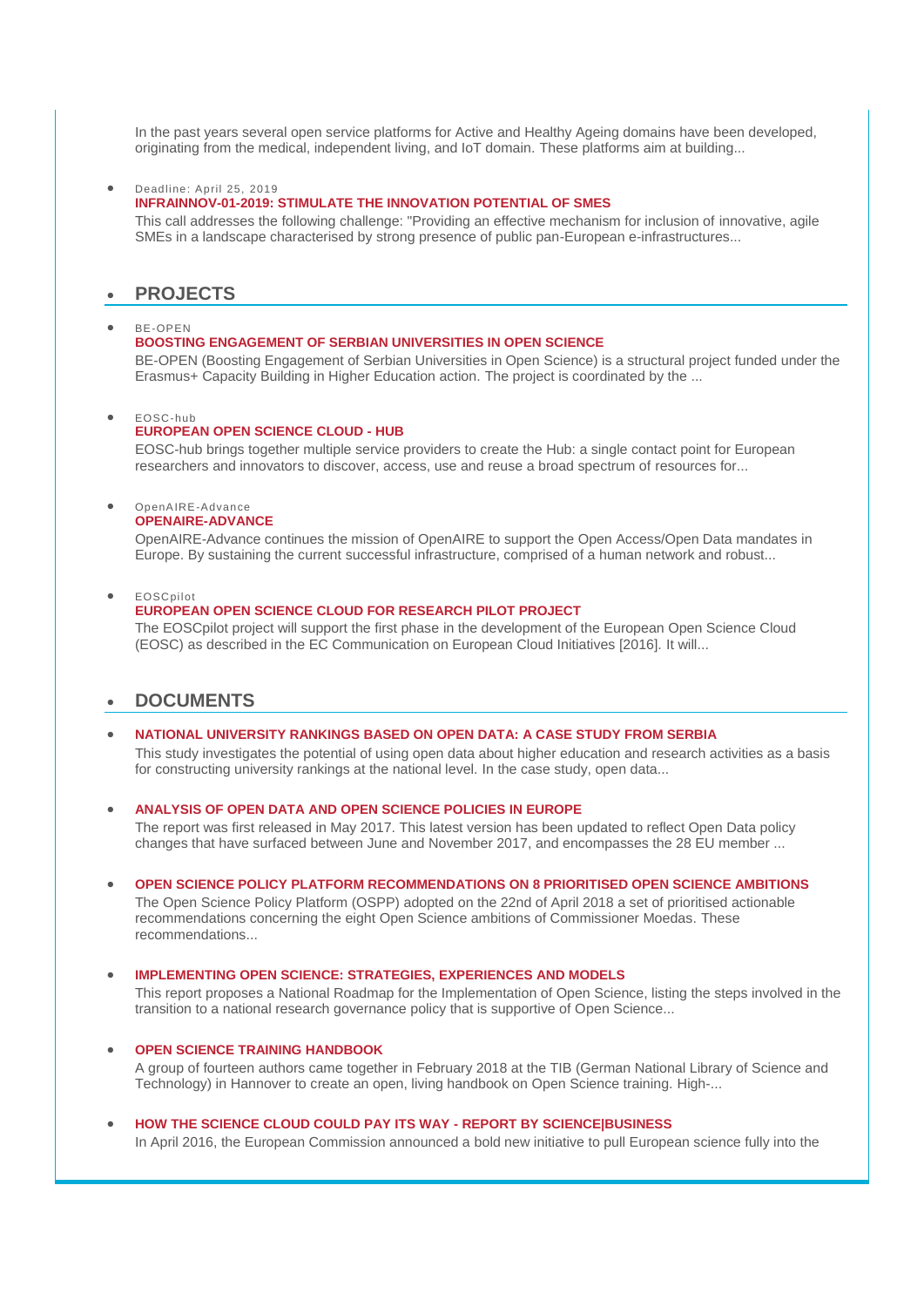In the past years several open service platforms for Active and Healthy Ageing domains have been developed, originating from the medical, independent living, and IoT domain. These platforms aim at building...

- Deadline: April 25, 2019

  **INFRAINNOV-01-2019: STIMULATE THE INNOVATION POTENTIAL OF SMES**

  This call addresses the following challenge: "Providing an effective mechanism for inclusion of innovative, agile SMEs in a landscape characterised by strong presence of public pan-European e-infrastructures...

## PROJECTS

- BE-OPEN

  **BOOSTING ENGAGEMENT OF SERBIAN UNIVERSITIES IN OPEN SCIENCE**

  BE-OPEN (Boosting Engagement of Serbian Universities in Open Science) is a structural project funded under the Erasmus+ Capacity Building in Higher Education action. The project is coordinated by the ...

- EOSC-hub

  **EUROPEAN OPEN SCIENCE CLOUD - HUB**

  EOSC-hub brings together multiple service providers to create the Hub: a single contact point for European researchers and innovators to discover, access, use and reuse a broad spectrum of resources for...

- OpenAIRE-Advance

  **OPENAIRE-ADVANCE**

  OpenAIRE-Advance continues the mission of OpenAIRE to support the Open Access/Open Data mandates in Europe. By sustaining the current successful infrastructure, comprised of a human network and robust...

- EOSCpilot

  **EUROPEAN OPEN SCIENCE CLOUD FOR RESEARCH PILOT PROJECT**

  The EOSCpilot project will support the first phase in the development of the European Open Science Cloud (EOSC) as described in the EC Communication on European Cloud Initiatives [2016]. It will...

## DOCUMENTS

- **NATIONAL UNIVERSITY RANKINGS BASED ON OPEN DATA: A CASE STUDY FROM SERBIA**

  This study investigates the potential of using open data about higher education and research activities as a basis for constructing university rankings at the national level. In the case study, open data...

- **ANALYSIS OF OPEN DATA AND OPEN SCIENCE POLICIES IN EUROPE**

  The report was first released in May 2017. This latest version has been updated to reflect Open Data policy changes that have surfaced between June and November 2017, and encompasses the 28 EU member ...

- **OPEN SCIENCE POLICY PLATFORM RECOMMENDATIONS ON 8 PRIORITISED OPEN SCIENCE AMBITIONS**

  The Open Science Policy Platform (OSPP) adopted on the 22nd of April 2018 a set of prioritised actionable recommendations concerning the eight Open Science ambitions of Commissioner Moedas. These recommendations...

- **IMPLEMENTING OPEN SCIENCE: STRATEGIES, EXPERIENCES AND MODELS**

  This report proposes a National Roadmap for the Implementation of Open Science, listing the steps involved in the transition to a national research governance policy that is supportive of Open Science...

- **OPEN SCIENCE TRAINING HANDBOOK**

  A group of fourteen authors came together in February 2018 at the TIB (German National Library of Science and Technology) in Hannover to create an open, living handbook on Open Science training. High-...

- **HOW THE SCIENCE CLOUD COULD PAY ITS WAY - REPORT BY SCIENCE|BUSINESS**

  In April 2016, the European Commission announced a bold new initiative to pull European science fully into the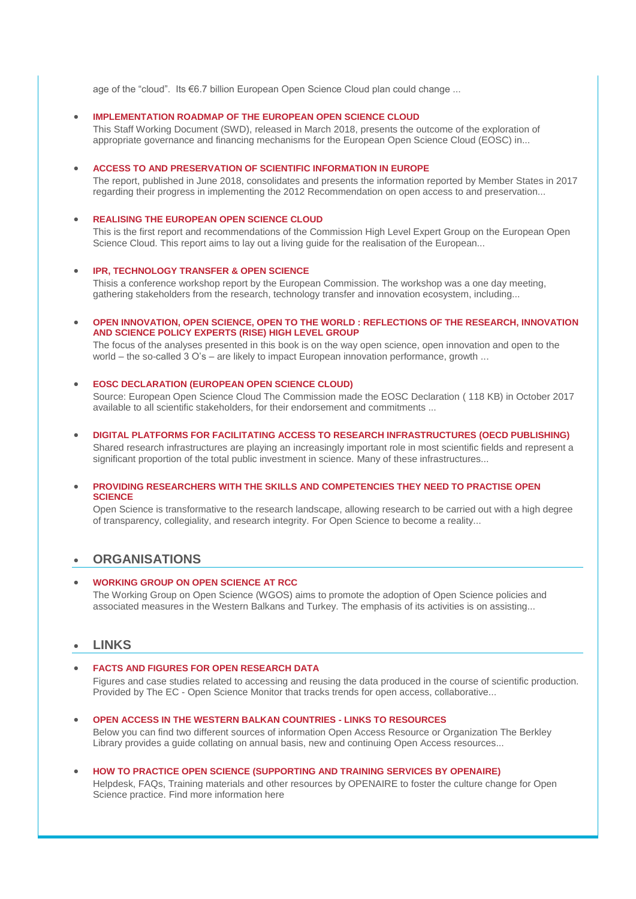age of the "cloud". Its €6.7 billion European Open Science Cloud plan could change ...

- **IMPLEMENTATION ROADMAP OF THE EUROPEAN OPEN SCIENCE CLOUD**
  This Staff Working Document (SWD), released in March 2018, presents the outcome of the exploration of appropriate governance and financing mechanisms for the European Open Science Cloud (EOSC) in...

- **ACCESS TO AND PRESERVATION OF SCIENTIFIC INFORMATION IN EUROPE**
  The report, published in June 2018, consolidates and presents the information reported by Member States in 2017 regarding their progress in implementing the 2012 Recommendation on open access to and preservation...

- **REALISING THE EUROPEAN OPEN SCIENCE CLOUD**
  This is the first report and recommendations of the Commission High Level Expert Group on the European Open Science Cloud. This report aims to lay out a living guide for the realisation of the European...

- **IPR, TECHNOLOGY TRANSFER & OPEN SCIENCE**
  Thisis a conference workshop report by the European Commission. The workshop was a one day meeting, gathering stakeholders from the research, technology transfer and innovation ecosystem, including...

- **OPEN INNOVATION, OPEN SCIENCE, OPEN TO THE WORLD : REFLECTIONS OF THE RESEARCH, INNOVATION AND SCIENCE POLICY EXPERTS (RISE) HIGH LEVEL GROUP**
  The focus of the analyses presented in this book is on the way open science, open innovation and open to the world – the so-called 3 O's – are likely to impact European innovation performance, growth ...

- **EOSC DECLARATION (EUROPEAN OPEN SCIENCE CLOUD)**
  Source: European Open Science Cloud The Commission made the EOSC Declaration ( 118 KB) in October 2017 available to all scientific stakeholders, for their endorsement and commitments ...

- **DIGITAL PLATFORMS FOR FACILITATING ACCESS TO RESEARCH INFRASTRUCTURES (OECD PUBLISHING)**
  Shared research infrastructures are playing an increasingly important role in most scientific fields and represent a significant proportion of the total public investment in science. Many of these infrastructures...

- **PROVIDING RESEARCHERS WITH THE SKILLS AND COMPETENCIES THEY NEED TO PRACTISE OPEN SCIENCE**
  Open Science is transformative to the research landscape, allowing research to be carried out with a high degree of transparency, collegiality, and research integrity. For Open Science to become a reality...

## ORGANISATIONS

- **WORKING GROUP ON OPEN SCIENCE AT RCC**
  The Working Group on Open Science (WGOS) aims to promote the adoption of Open Science policies and associated measures in the Western Balkans and Turkey. The emphasis of its activities is on assisting...

## LINKS

- **FACTS AND FIGURES FOR OPEN RESEARCH DATA**
  Figures and case studies related to accessing and reusing the data produced in the course of scientific production. Provided by The EC - Open Science Monitor that tracks trends for open access, collaborative...

- **OPEN ACCESS IN THE WESTERN BALKAN COUNTRIES - LINKS TO RESOURCES**
  Below you can find two different sources of information Open Access Resource or Organization The Berkley Library provides a guide collating on annual basis, new and continuing Open Access resources...

- **HOW TO PRACTICE OPEN SCIENCE (SUPPORTING AND TRAINING SERVICES BY OPENAIRE)**
  Helpdesk, FAQs, Training materials and other resources by OPENAIRE to foster the culture change for Open Science practice. Find more information here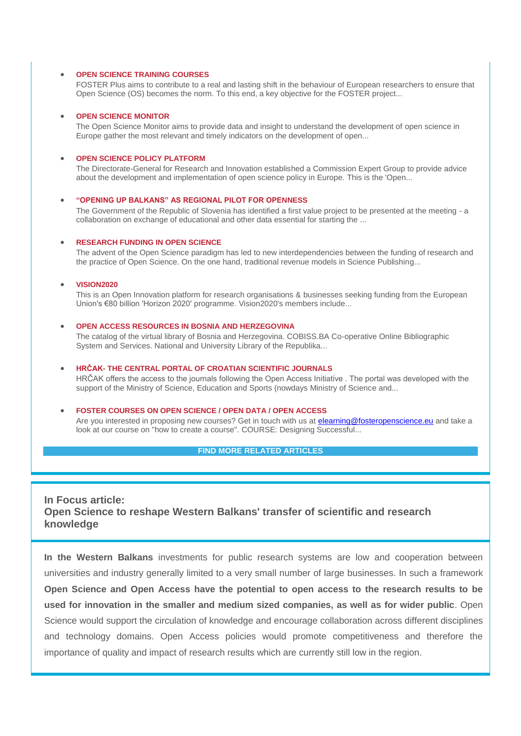- **OPEN SCIENCE TRAINING COURSES**
  FOSTER Plus aims to contribute to a real and lasting shift in the behaviour of European researchers to ensure that Open Science (OS) becomes the norm. To this end, a key objective for the FOSTER project...

- **OPEN SCIENCE MONITOR**
  The Open Science Monitor aims to provide data and insight to understand the development of open science in Europe gather the most relevant and timely indicators on the development of open...

- **OPEN SCIENCE POLICY PLATFORM**
  The Directorate-General for Research and Innovation established a Commission Expert Group to provide advice about the development and implementation of open science policy in Europe. This is the 'Open...

- **"OPENING UP BALKANS" AS REGIONAL PILOT FOR OPENNESS**
  The Government of the Republic of Slovenia has identified a first value project to be presented at the meeting - a collaboration on exchange of educational and other data essential for starting the ...

- **RESEARCH FUNDING IN OPEN SCIENCE**
  The advent of the Open Science paradigm has led to new interdependencies between the funding of research and the practice of Open Science. On the one hand, traditional revenue models in Science Publishing...

- **VISION2020**
  This is an Open Innovation platform for research organisations & businesses seeking funding from the European Union's €80 billion 'Horizon 2020' programme. Vision2020's members include...

- **OPEN ACCESS RESOURCES IN BOSNIA AND HERZEGOVINA**
  The catalog of the virtual library of Bosnia and Herzegovina. COBISS.BA Co-operative Online Bibliographic System and Services. National and University Library of the Republika...

- **HRČAK- THE CENTRAL PORTAL OF CROATIAN SCIENTIFIC JOURNALS**
  HRČAK offers the access to the journals following the Open Access Initiative . The portal was developed with the support of the Ministry of Science, Education and Sports (nowdays Ministry of Science and...

- **FOSTER COURSES ON OPEN SCIENCE / OPEN DATA / OPEN ACCESS**
  Are you interested in proposing new courses? Get in touch with us at elearning@fosteropenscience.eu and take a look at our course on "how to create a course". COURSE: Designing Successful...

**FIND MORE RELATED ARTICLES**

## In Focus article:
## Open Science to reshape Western Balkans' transfer of scientific and research knowledge

**In the Western Balkans** investments for public research systems are low and cooperation between universities and industry generally limited to a very small number of large businesses. In such a framework **Open Science and Open Access have the potential to open access to the research results to be used for innovation in the smaller and medium sized companies, as well as for wider public**. Open Science would support the circulation of knowledge and encourage collaboration across different disciplines and technology domains. Open Access policies would promote competitiveness and therefore the importance of quality and impact of research results which are currently still low in the region.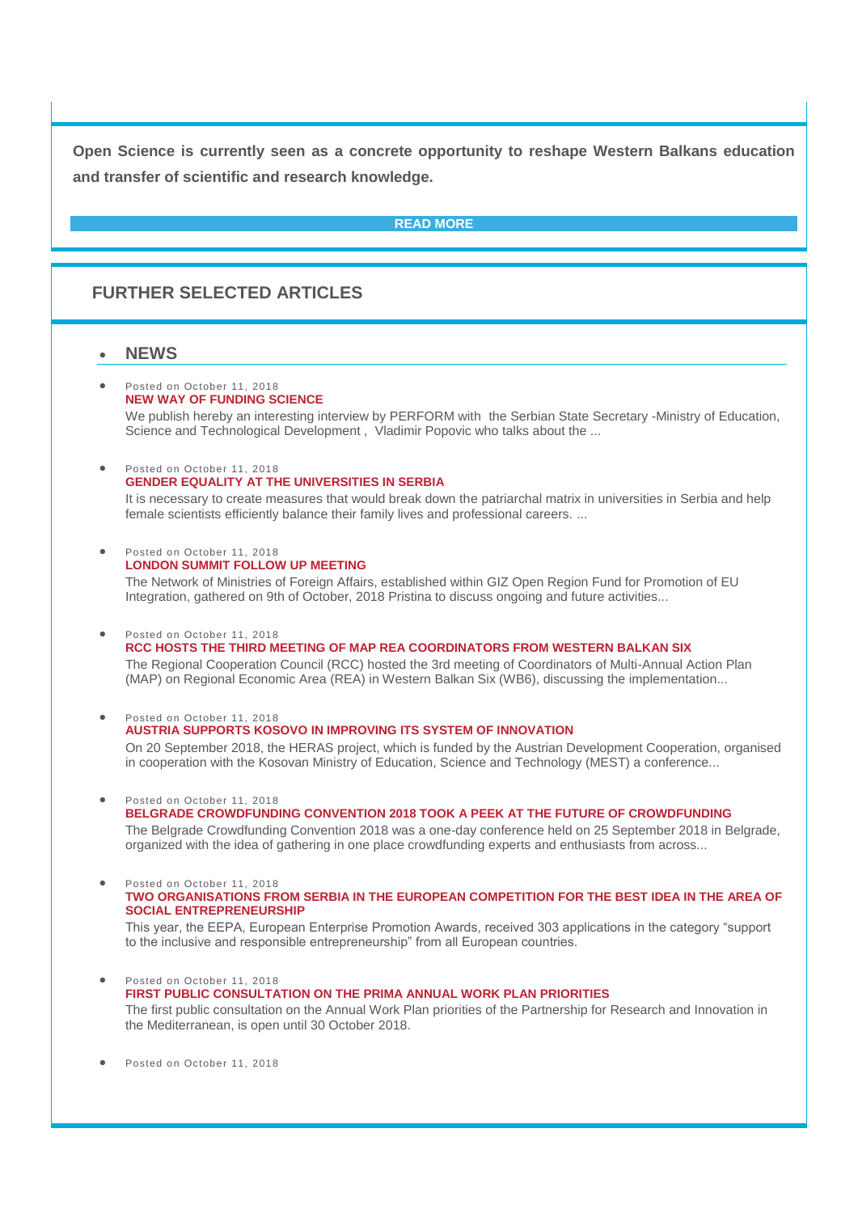**Open Science is currently seen as a concrete opportunity to reshape Western Balkans education and transfer of scientific and research knowledge.**

**READ MORE**

## FURTHER SELECTED ARTICLES

- ### NEWS

- Posted on October 11, 2018
  **NEW WAY OF FUNDING SCIENCE**
  We publish hereby an interesting interview by PERFORM with the Serbian State Secretary -Ministry of Education, Science and Technological Development , Vladimir Popovic who talks about the ...

- Posted on October 11, 2018
  **GENDER EQUALITY AT THE UNIVERSITIES IN SERBIA**
  It is necessary to create measures that would break down the patriarchal matrix in universities in Serbia and help female scientists efficiently balance their family lives and professional careers. ...

- Posted on October 11, 2018
  **LONDON SUMMIT FOLLOW UP MEETING**
  The Network of Ministries of Foreign Affairs, established within GIZ Open Region Fund for Promotion of EU Integration, gathered on 9th of October, 2018 Pristina to discuss ongoing and future activities...

- Posted on October 11, 2018
  **RCC HOSTS THE THIRD MEETING OF MAP REA COORDINATORS FROM WESTERN BALKAN SIX**
  The Regional Cooperation Council (RCC) hosted the 3rd meeting of Coordinators of Multi-Annual Action Plan (MAP) on Regional Economic Area (REA) in Western Balkan Six (WB6), discussing the implementation...

- Posted on October 11, 2018
  **AUSTRIA SUPPORTS KOSOVO IN IMPROVING ITS SYSTEM OF INNOVATION**
  On 20 September 2018, the HERAS project, which is funded by the Austrian Development Cooperation, organised in cooperation with the Kosovan Ministry of Education, Science and Technology (MEST) a conference...

- Posted on October 11, 2018
  **BELGRADE CROWDFUNDING CONVENTION 2018 TOOK A PEEK AT THE FUTURE OF CROWDFUNDING**
  The Belgrade Crowdfunding Convention 2018 was a one-day conference held on 25 September 2018 in Belgrade, organized with the idea of gathering in one place crowdfunding experts and enthusiasts from across...

- Posted on October 11, 2018
  **TWO ORGANISATIONS FROM SERBIA IN THE EUROPEAN COMPETITION FOR THE BEST IDEA IN THE AREA OF SOCIAL ENTREPRENEURSHIP**
  This year, the EEPA, European Enterprise Promotion Awards, received 303 applications in the category "support to the inclusive and responsible entrepreneurship" from all European countries.

- Posted on October 11, 2018
  **FIRST PUBLIC CONSULTATION ON THE PRIMA ANNUAL WORK PLAN PRIORITIES**
  The first public consultation on the Annual Work Plan priorities of the Partnership for Research and Innovation in the Mediterranean, is open until 30 October 2018.

- Posted on October 11, 2018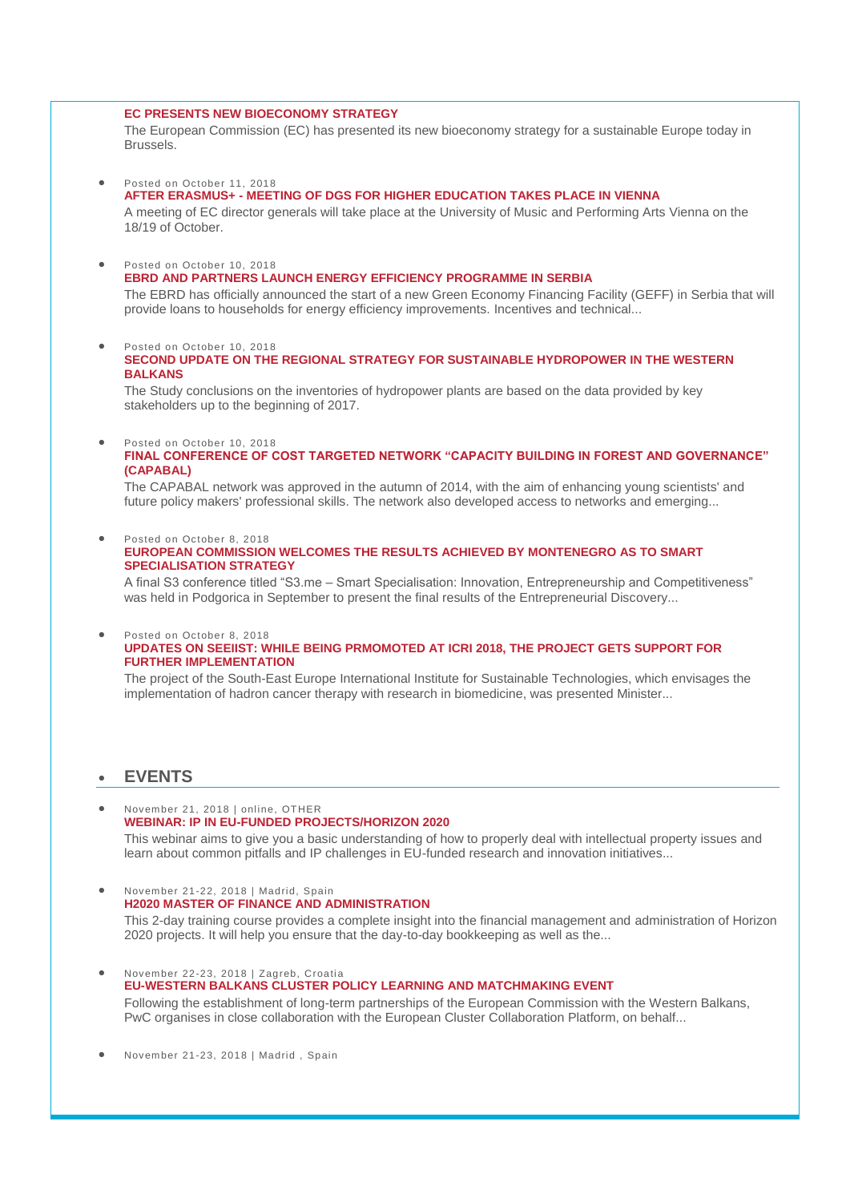**EC PRESENTS NEW BIOECONOMY STRATEGY**

The European Commission (EC) has presented its new bioeconomy strategy for a sustainable Europe today in Brussels.

- Posted on October 11, 2018

  **AFTER ERASMUS+ - MEETING OF DGS FOR HIGHER EDUCATION TAKES PLACE IN VIENNA**

  A meeting of EC director generals will take place at the University of Music and Performing Arts Vienna on the 18/19 of October.

- Posted on October 10, 2018

  **EBRD AND PARTNERS LAUNCH ENERGY EFFICIENCY PROGRAMME IN SERBIA**

  The EBRD has officially announced the start of a new Green Economy Financing Facility (GEFF) in Serbia that will provide loans to households for energy efficiency improvements. Incentives and technical...

- Posted on October 10, 2018

  **SECOND UPDATE ON THE REGIONAL STRATEGY FOR SUSTAINABLE HYDROPOWER IN THE WESTERN BALKANS**

  The Study conclusions on the inventories of hydropower plants are based on the data provided by key stakeholders up to the beginning of 2017.

- Posted on October 10, 2018

  **FINAL CONFERENCE OF COST TARGETED NETWORK "CAPACITY BUILDING IN FOREST AND GOVERNANCE" (CAPABAL)**

  The CAPABAL network was approved in the autumn of 2014, with the aim of enhancing young scientists' and future policy makers' professional skills. The network also developed access to networks and emerging...

- Posted on October 8, 2018

  **EUROPEAN COMMISSION WELCOMES THE RESULTS ACHIEVED BY MONTENEGRO AS TO SMART SPECIALISATION STRATEGY**

  A final S3 conference titled "S3.me – Smart Specialisation: Innovation, Entrepreneurship and Competitiveness" was held in Podgorica in September to present the final results of the Entrepreneurial Discovery...

- Posted on October 8, 2018

  **UPDATES ON SEEIIST: WHILE BEING PRMOMOTED AT ICRI 2018, THE PROJECT GETS SUPPORT FOR FURTHER IMPLEMENTATION**

  The project of the South-East Europe International Institute for Sustainable Technologies, which envisages the implementation of hadron cancer therapy with research in biomedicine, was presented Minister...

## EVENTS

- November 21, 2018 | online, OTHER

  **WEBINAR: IP IN EU-FUNDED PROJECTS/HORIZON 2020**

  This webinar aims to give you a basic understanding of how to properly deal with intellectual property issues and learn about common pitfalls and IP challenges in EU-funded research and innovation initiatives...

- November 21-22, 2018 | Madrid, Spain

  **H2020 MASTER OF FINANCE AND ADMINISTRATION**

  This 2-day training course provides a complete insight into the financial management and administration of Horizon 2020 projects. It will help you ensure that the day-to-day bookkeeping as well as the...

- November 22-23, 2018 | Zagreb, Croatia

  **EU-WESTERN BALKANS CLUSTER POLICY LEARNING AND MATCHMAKING EVENT**

  Following the establishment of long-term partnerships of the European Commission with the Western Balkans, PwC organises in close collaboration with the European Cluster Collaboration Platform, on behalf...

- November 21-23, 2018 | Madrid , Spain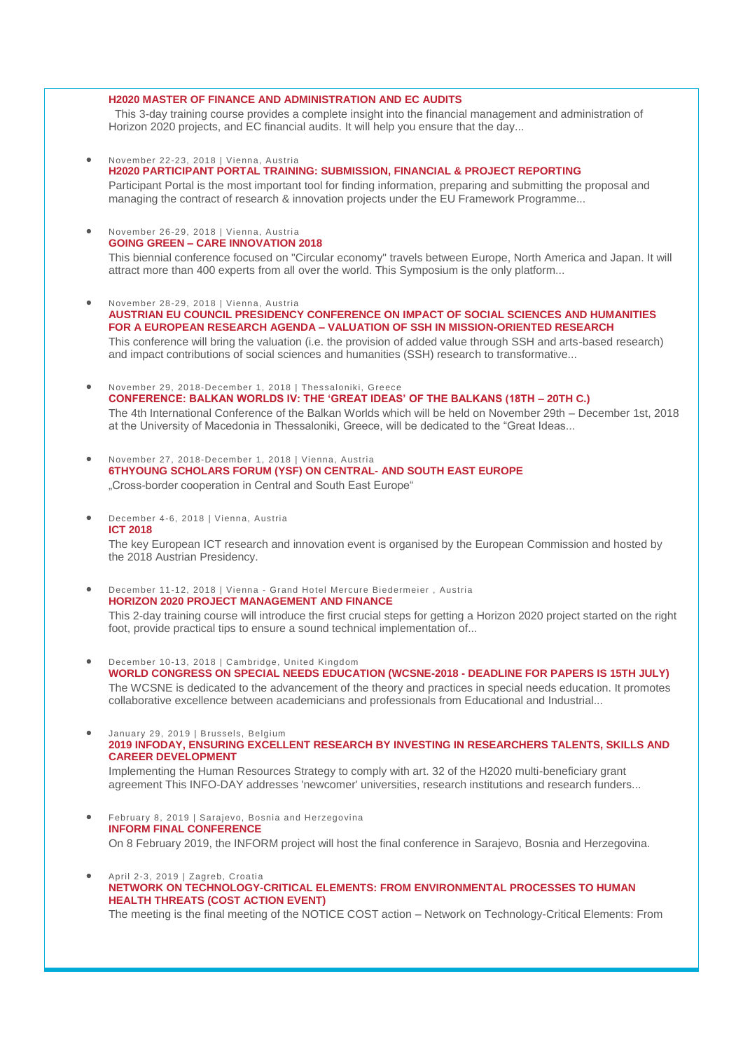**H2020 MASTER OF FINANCE AND ADMINISTRATION AND EC AUDITS**

This 3-day training course provides a complete insight into the financial management and administration of Horizon 2020 projects, and EC financial audits. It will help you ensure that the day...

- November 22-23, 2018 | Vienna, Austria
  **H2020 PARTICIPANT PORTAL TRAINING: SUBMISSION, FINANCIAL & PROJECT REPORTING**
  Participant Portal is the most important tool for finding information, preparing and submitting the proposal and managing the contract of research & innovation projects under the EU Framework Programme...

- November 26-29, 2018 | Vienna, Austria
  **GOING GREEN – CARE INNOVATION 2018**
  This biennial conference focused on "Circular economy" travels between Europe, North America and Japan. It will attract more than 400 experts from all over the world. This Symposium is the only platform...

- November 28-29, 2018 | Vienna, Austria
  **AUSTRIAN EU COUNCIL PRESIDENCY CONFERENCE ON IMPACT OF SOCIAL SCIENCES AND HUMANITIES FOR A EUROPEAN RESEARCH AGENDA – VALUATION OF SSH IN MISSION-ORIENTED RESEARCH**
  This conference will bring the valuation (i.e. the provision of added value through SSH and arts-based research) and impact contributions of social sciences and humanities (SSH) research to transformative...

- November 29, 2018-December 1, 2018 | Thessaloniki, Greece
  **CONFERENCE: BALKAN WORLDS IV: THE 'GREAT IDEAS' OF THE BALKANS (18TH – 20TH C.)**
  The 4th International Conference of the Balkan Worlds which will be held on November 29th – December 1st, 2018 at the University of Macedonia in Thessaloniki, Greece, will be dedicated to the "Great Ideas...

- November 27, 2018-December 1, 2018 | Vienna, Austria
  **6THYOUNG SCHOLARS FORUM (YSF) ON CENTRAL- AND SOUTH EAST EUROPE**
  „Cross-border cooperation in Central and South East Europe"

- December 4-6, 2018 | Vienna, Austria
  **ICT 2018**
  The key European ICT research and innovation event is organised by the European Commission and hosted by the 2018 Austrian Presidency.

- December 11-12, 2018 | Vienna - Grand Hotel Mercure Biedermeier , Austria
  **HORIZON 2020 PROJECT MANAGEMENT AND FINANCE**
  This 2-day training course will introduce the first crucial steps for getting a Horizon 2020 project started on the right foot, provide practical tips to ensure a sound technical implementation of...

- December 10-13, 2018 | Cambridge, United Kingdom
  **WORLD CONGRESS ON SPECIAL NEEDS EDUCATION (WCSNE-2018 - DEADLINE FOR PAPERS IS 15TH JULY)**
  The WCSNE is dedicated to the advancement of the theory and practices in special needs education. It promotes collaborative excellence between academicians and professionals from Educational and Industrial...

- January 29, 2019 | Brussels, Belgium
  **2019 INFODAY, ENSURING EXCELLENT RESEARCH BY INVESTING IN RESEARCHERS TALENTS, SKILLS AND CAREER DEVELOPMENT**
  Implementing the Human Resources Strategy to comply with art. 32 of the H2020 multi-beneficiary grant agreement This INFO-DAY addresses 'newcomer' universities, research institutions and research funders...

- February 8, 2019 | Sarajevo, Bosnia and Herzegovina
  **INFORM FINAL CONFERENCE**
  On 8 February 2019, the INFORM project will host the final conference in Sarajevo, Bosnia and Herzegovina.

- April 2-3, 2019 | Zagreb, Croatia
  **NETWORK ON TECHNOLOGY-CRITICAL ELEMENTS: FROM ENVIRONMENTAL PROCESSES TO HUMAN HEALTH THREATS (COST ACTION EVENT)**
  The meeting is the final meeting of the NOTICE COST action – Network on Technology-Critical Elements: From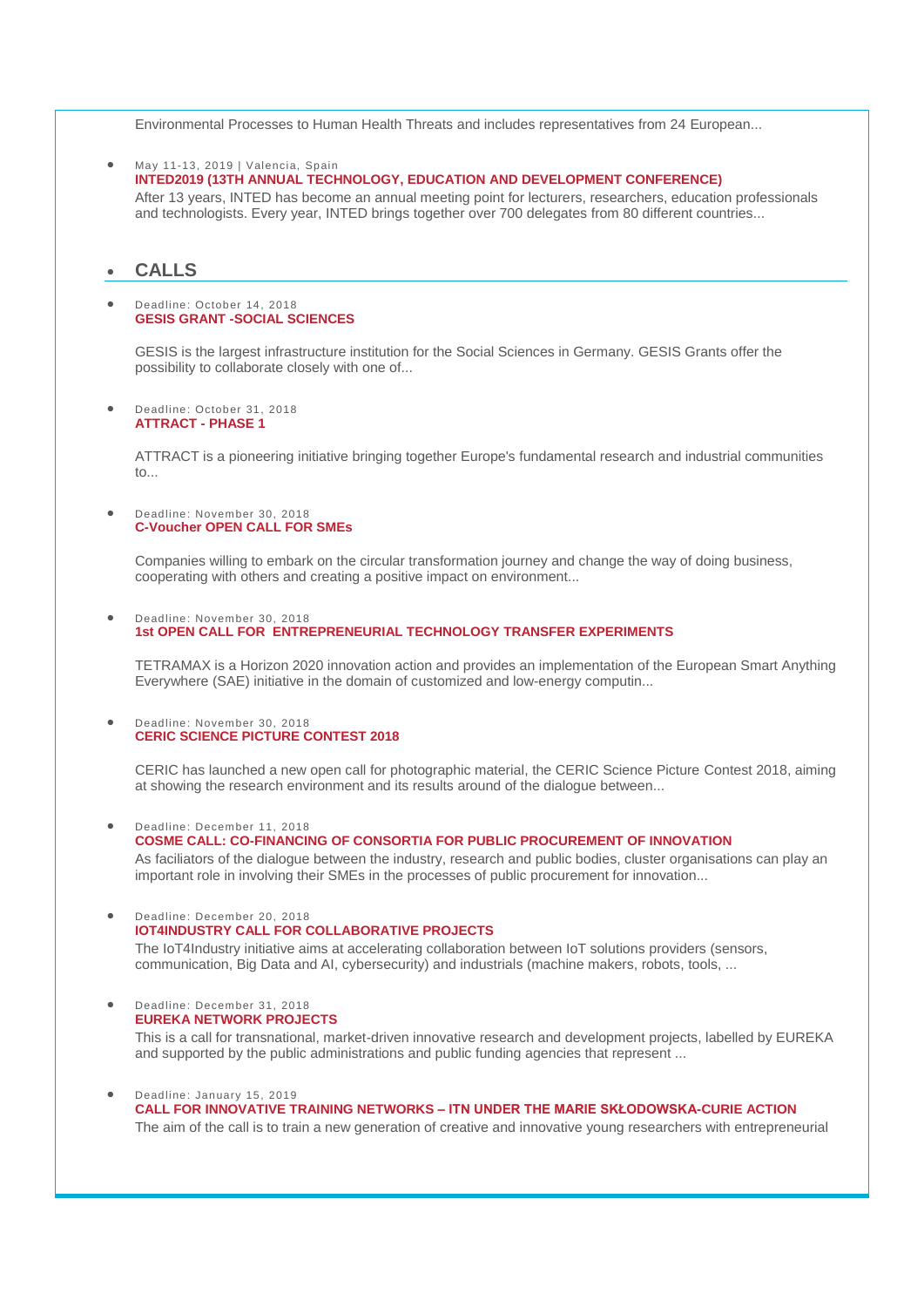Environmental Processes to Human Health Threats and includes representatives from 24 European...

- May 11-13, 2019 | Valencia, Spain
  **INTED2019 (13TH ANNUAL TECHNOLOGY, EDUCATION AND DEVELOPMENT CONFERENCE)**
  After 13 years, INTED has become an annual meeting point for lecturers, researchers, education professionals and technologists. Every year, INTED brings together over 700 delegates from 80 different countries...

## CALLS

- Deadline: October 14, 2018
  **GESIS GRANT -SOCIAL SCIENCES**

  GESIS is the largest infrastructure institution for the Social Sciences in Germany. GESIS Grants offer the possibility to collaborate closely with one of...

- Deadline: October 31, 2018
  **ATTRACT - PHASE 1**

  ATTRACT is a pioneering initiative bringing together Europe's fundamental research and industrial communities to...

- Deadline: November 30, 2018
  **C-Voucher OPEN CALL FOR SMEs**

  Companies willing to embark on the circular transformation journey and change the way of doing business, cooperating with others and creating a positive impact on environment...

- Deadline: November 30, 2018
  **1st OPEN CALL FOR ENTREPRENEURIAL TECHNOLOGY TRANSFER EXPERIMENTS**

  TETRAMAX is a Horizon 2020 innovation action and provides an implementation of the European Smart Anything Everywhere (SAE) initiative in the domain of customized and low-energy computin...

- Deadline: November 30, 2018
  **CERIC SCIENCE PICTURE CONTEST 2018**

  CERIC has launched a new open call for photographic material, the CERIC Science Picture Contest 2018, aiming at showing the research environment and its results around of the dialogue between...

- Deadline: December 11, 2018
  **COSME CALL: CO-FINANCING OF CONSORTIA FOR PUBLIC PROCUREMENT OF INNOVATION**
  As faciliators of the dialogue between the industry, research and public bodies, cluster organisations can play an important role in involving their SMEs in the processes of public procurement for innovation...

- Deadline: December 20, 2018
  **IOT4INDUSTRY CALL FOR COLLABORATIVE PROJECTS**
  The IoT4Industry initiative aims at accelerating collaboration between IoT solutions providers (sensors, communication, Big Data and AI, cybersecurity) and industrials (machine makers, robots, tools, ...

- Deadline: December 31, 2018
  **EUREKA NETWORK PROJECTS**
  This is a call for transnational, market-driven innovative research and development projects, labelled by EUREKA and supported by the public administrations and public funding agencies that represent ...

- Deadline: January 15, 2019
  **CALL FOR INNOVATIVE TRAINING NETWORKS – ITN UNDER THE MARIE SKŁODOWSKA-CURIE ACTION**
  The aim of the call is to train a new generation of creative and innovative young researchers with entrepreneurial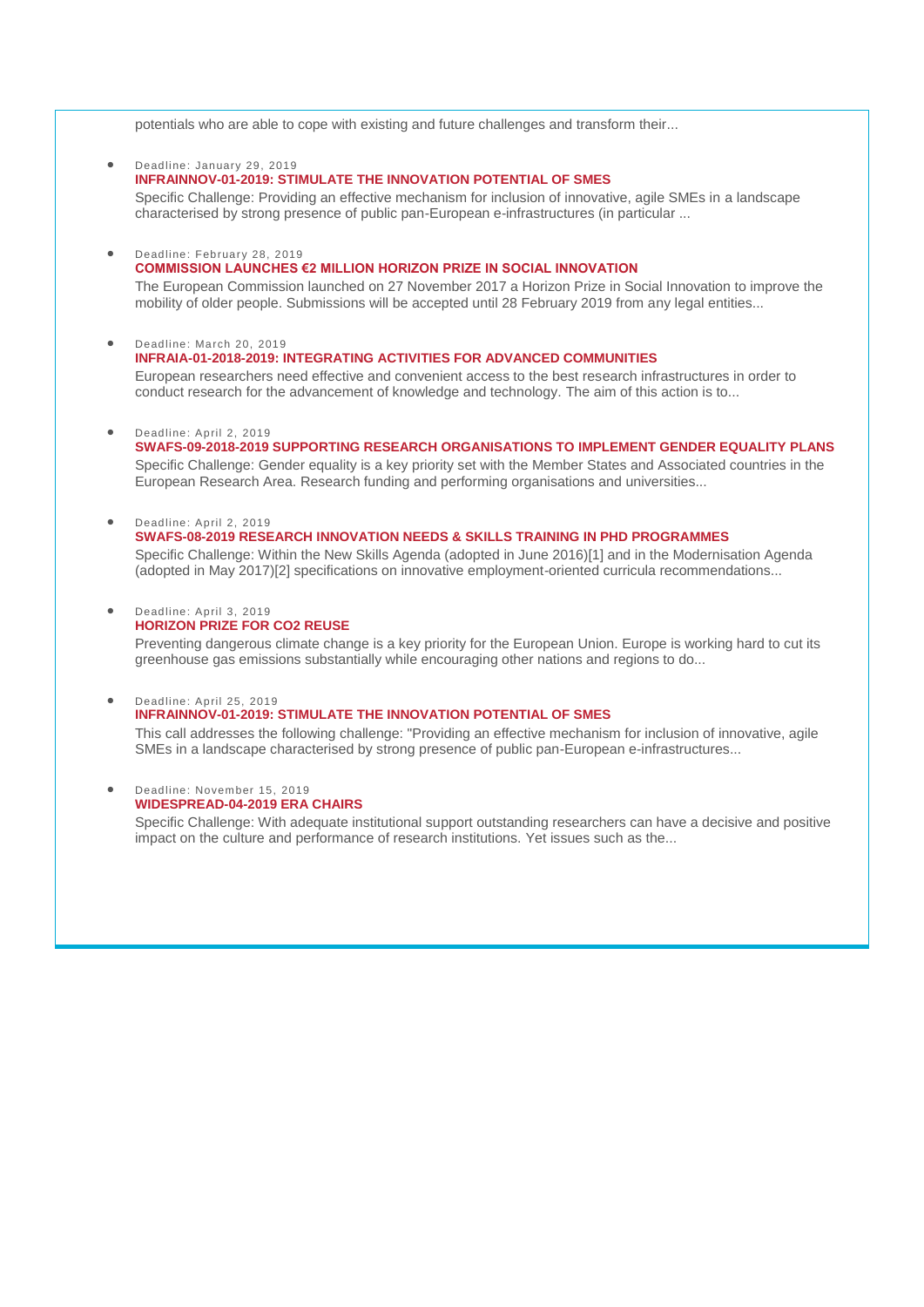potentials who are able to cope with existing and future challenges and transform their...

- Deadline: January 29, 2019
  **INFRAINNOV-01-2019: STIMULATE THE INNOVATION POTENTIAL OF SMES**
  Specific Challenge: Providing an effective mechanism for inclusion of innovative, agile SMEs in a landscape characterised by strong presence of public pan-European e-infrastructures (in particular ...

- Deadline: February 28, 2019
  **COMMISSION LAUNCHES €2 MILLION HORIZON PRIZE IN SOCIAL INNOVATION**
  The European Commission launched on 27 November 2017 a Horizon Prize in Social Innovation to improve the mobility of older people. Submissions will be accepted until 28 February 2019 from any legal entities...

- Deadline: March 20, 2019
  **INFRAIA-01-2018-2019: INTEGRATING ACTIVITIES FOR ADVANCED COMMUNITIES**
  European researchers need effective and convenient access to the best research infrastructures in order to conduct research for the advancement of knowledge and technology. The aim of this action is to...

- Deadline: April 2, 2019
  **SWAFS-09-2018-2019 SUPPORTING RESEARCH ORGANISATIONS TO IMPLEMENT GENDER EQUALITY PLANS**
  Specific Challenge: Gender equality is a key priority set with the Member States and Associated countries in the European Research Area. Research funding and performing organisations and universities...

- Deadline: April 2, 2019
  **SWAFS-08-2019 RESEARCH INNOVATION NEEDS & SKILLS TRAINING IN PHD PROGRAMMES**
  Specific Challenge: Within the New Skills Agenda (adopted in June 2016)[1] and in the Modernisation Agenda (adopted in May 2017)[2] specifications on innovative employment-oriented curricula recommendations...

- Deadline: April 3, 2019
  **HORIZON PRIZE FOR CO2 REUSE**
  Preventing dangerous climate change is a key priority for the European Union. Europe is working hard to cut its greenhouse gas emissions substantially while encouraging other nations and regions to do...

- Deadline: April 25, 2019
  **INFRAINNOV-01-2019: STIMULATE THE INNOVATION POTENTIAL OF SMES**
  This call addresses the following challenge: "Providing an effective mechanism for inclusion of innovative, agile SMEs in a landscape characterised by strong presence of public pan-European e-infrastructures...

- Deadline: November 15, 2019
  **WIDESPREAD-04-2019 ERA CHAIRS**
  Specific Challenge: With adequate institutional support outstanding researchers can have a decisive and positive impact on the culture and performance of research institutions. Yet issues such as the...